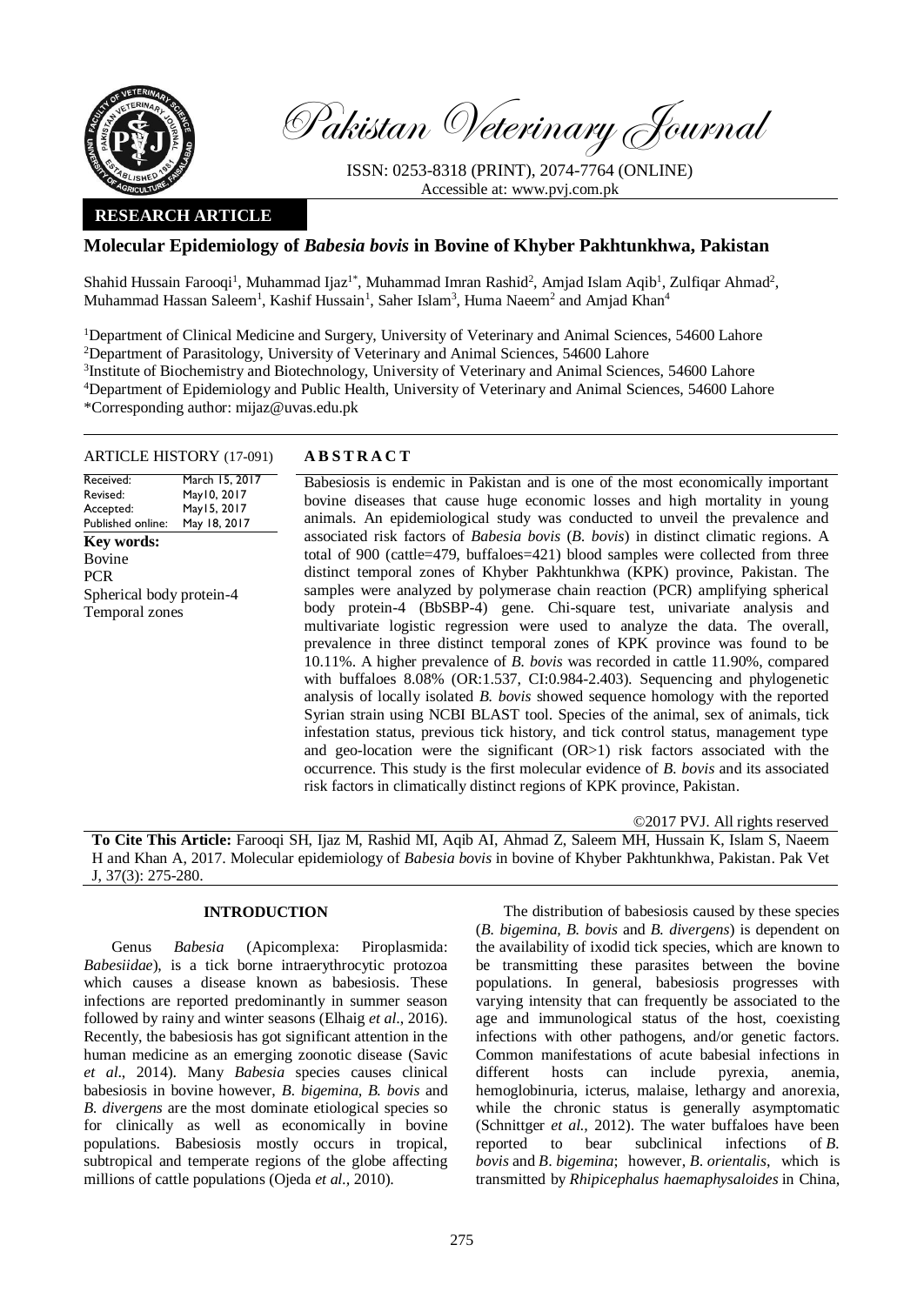Pakistan Veterinary Journal

ISSN: 0253-8318 (PRINT), 2074-7764 (ONLINE)
Accessible at: www.pvj.com.pk

**RESEARCH ARTICLE**

# Molecular Epidemiology of *Babesia bovis* in Bovine of Khyber Pakhtunkhwa, Pakistan

Shahid Hussain Farooqi[1], Muhammad Ijaz[1*], Muhammad Imran Rashid[2], Amjad Islam Aqib[1], Zulfiqar Ahmad[2], Muhammad Hassan Saleem[1], Kashif Hussain[1], Saher Islam[3], Huma Naeem[2] and Amjad Khan[4]

[1]Department of Clinical Medicine and Surgery, University of Veterinary and Animal Sciences, 54600 Lahore
[2]Department of Parasitology, University of Veterinary and Animal Sciences, 54600 Lahore
[3]Institute of Biochemistry and Biotechnology, University of Veterinary and Animal Sciences, 54600 Lahore
[4]Department of Epidemiology and Public Health, University of Veterinary and Animal Sciences, 54600 Lahore
*Corresponding author: mijaz@uvas.edu.pk

**ARTICLE HISTORY** (17-091)

| | |
|---|---|
| Received: | March 15, 2017 |
| Revised: | May10, 2017 |
| Accepted: | May15, 2017 |
| Published online: | May 18, 2017 |

**Key words:**
Bovine
PCR
Spherical body protein-4
Temporal zones

## ABSTRACT

Babesiosis is endemic in Pakistan and is one of the most economically important bovine diseases that cause huge economic losses and high mortality in young animals. An epidemiological study was conducted to unveil the prevalence and associated risk factors of *Babesia bovis* (*B. bovis*) in distinct climatic regions. A total of 900 (cattle=479, buffaloes=421) blood samples were collected from three distinct temporal zones of Khyber Pakhtunkhwa (KPK) province, Pakistan. The samples were analyzed by polymerase chain reaction (PCR) amplifying spherical body protein-4 (BbSBP-4) gene. Chi-square test, univariate analysis and multivariate logistic regression were used to analyze the data. The overall, prevalence in three distinct temporal zones of KPK province was found to be 10.11%. A higher prevalence of *B. bovis* was recorded in cattle 11.90%, compared with buffaloes 8.08% (OR:1.537, CI:0.984-2.403). Sequencing and phylogenetic analysis of locally isolated *B. bovis* showed sequence homology with the reported Syrian strain using NCBI BLAST tool. Species of the animal, sex of animals, tick infestation status, previous tick history, and tick control status, management type and geo-location were the significant (OR>1) risk factors associated with the occurrence. This study is the first molecular evidence of *B. bovis* and its associated risk factors in climatically distinct regions of KPK province, Pakistan.

©2017 PVJ. All rights reserved

**To Cite This Article:** Farooqi SH, Ijaz M, Rashid MI, Aqib AI, Ahmad Z, Saleem MH, Hussain K, Islam S, Naeem H and Khan A, 2017. Molecular epidemiology of *Babesia bovis* in bovine of Khyber Pakhtunkhwa, Pakistan. Pak Vet J, 37(3): 275-280.

## INTRODUCTION

Genus *Babesia* (Apicomplexa: Piroplasmida: *Babesiidae*), is a tick borne intraerythrocytic protozoa which causes a disease known as babesiosis. These infections are reported predominantly in summer season followed by rainy and winter seasons (Elhaig *et al.*, 2016). Recently, the babesiosis has got significant attention in the human medicine as an emerging zoonotic disease (Savic *et al*., 2014). Many *Babesia* species causes clinical babesiosis in bovine however, *B. bigemina, B. bovis* and *B. divergens* are the most dominate etiological species so for clinically as well as economically in bovine populations. Babesiosis mostly occurs in tropical, subtropical and temperate regions of the globe affecting millions of cattle populations (Ojeda *et al.,* 2010).

The distribution of babesiosis caused by these species (*B. bigemina, B. bovis* and *B. divergens*) is dependent on the availability of ixodid tick species, which are known to be transmitting these parasites between the bovine populations. In general, babesiosis progresses with varying intensity that can frequently be associated to the age and immunological status of the host, coexisting infections with other pathogens, and/or genetic factors. Common manifestations of acute babesial infections in different hosts can include pyrexia, anemia, hemoglobinuria, icterus, malaise, lethargy and anorexia, while the chronic status is generally asymptomatic (Schnittger *et al.*, 2012). The water buffaloes have been reported to bear subclinical infections of *B. bovis* and *B. bigemina*; however, *B. orientalis*, which is transmitted by *Rhipicephalus haemaphysaloides* in China,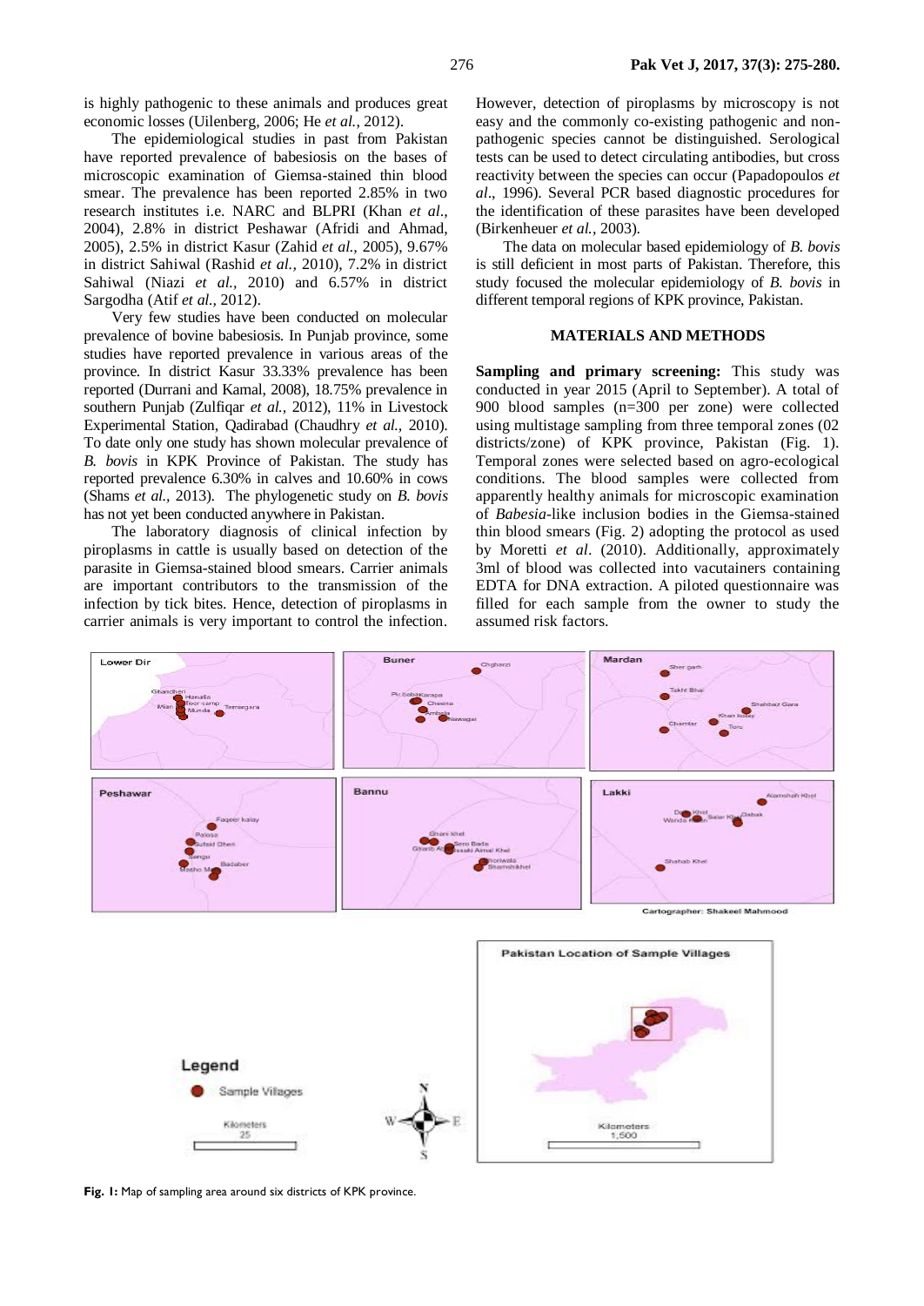is highly pathogenic to these animals and produces great economic losses (Uilenberg, 2006; He *et al.*, 2012).

The epidemiological studies in past from Pakistan have reported prevalence of babesiosis on the bases of microscopic examination of Giemsa-stained thin blood smear. The prevalence has been reported 2.85% in two research institutes i.e. NARC and BLPRI (Khan *et al*., 2004), 2.8% in district Peshawar (Afridi and Ahmad, 2005), 2.5% in district Kasur (Zahid *et al.,* 2005), 9.67% in district Sahiwal (Rashid *et al.,* 2010), 7.2% in district Sahiwal (Niazi *et al.,* 2010) and 6.57% in district Sargodha (Atif *et al.,* 2012).

Very few studies have been conducted on molecular prevalence of bovine babesiosis. In Punjab province, some studies have reported prevalence in various areas of the province. In district Kasur 33.33% prevalence has been reported (Durrani and Kamal, 2008), 18.75% prevalence in southern Punjab (Zulfiqar *et al.,* 2012), 11% in Livestock Experimental Station, Qadirabad (Chaudhry *et al.,* 2010). To date only one study has shown molecular prevalence of *B. bovis* in KPK Province of Pakistan. The study has reported prevalence 6.30% in calves and 10.60% in cows (Shams *et al.,* 2013). The phylogenetic study on *B. bovis* has not yet been conducted anywhere in Pakistan.

The laboratory diagnosis of clinical infection by piroplasms in cattle is usually based on detection of the parasite in Giemsa-stained blood smears. Carrier animals are important contributors to the transmission of the infection by tick bites. Hence, detection of piroplasms in carrier animals is very important to control the infection. However, detection of piroplasms by microscopy is not easy and the commonly co-existing pathogenic and non-pathogenic species cannot be distinguished. Serological tests can be used to detect circulating antibodies, but cross reactivity between the species can occur (Papadopoulos *et al*., 1996). Several PCR based diagnostic procedures for the identification of these parasites have been developed (Birkenheuer *et al.*, 2003).

The data on molecular based epidemiology of *B. bovis* is still deficient in most parts of Pakistan. Therefore, this study focused the molecular epidemiology of *B. bovis* in different temporal regions of KPK province, Pakistan.

## MATERIALS AND METHODS

**Sampling and primary screening:** This study was conducted in year 2015 (April to September). A total of 900 blood samples (n=300 per zone) were collected using multistage sampling from three temporal zones (02 districts/zone) of KPK province, Pakistan (Fig. 1). Temporal zones were selected based on agro-ecological conditions. The blood samples were collected from apparently healthy animals for microscopic examination of *Babesia*-like inclusion bodies in the Giemsa-stained thin blood smears (Fig. 2) adopting the protocol as used by Moretti *et al*. (2010). Additionally, approximately 3ml of blood was collected into vacutainers containing EDTA for DNA extraction. A piloted questionnaire was filled for each sample from the owner to study the assumed risk factors.

**Fig. 1:** Map of sampling area around six districts of KPK province.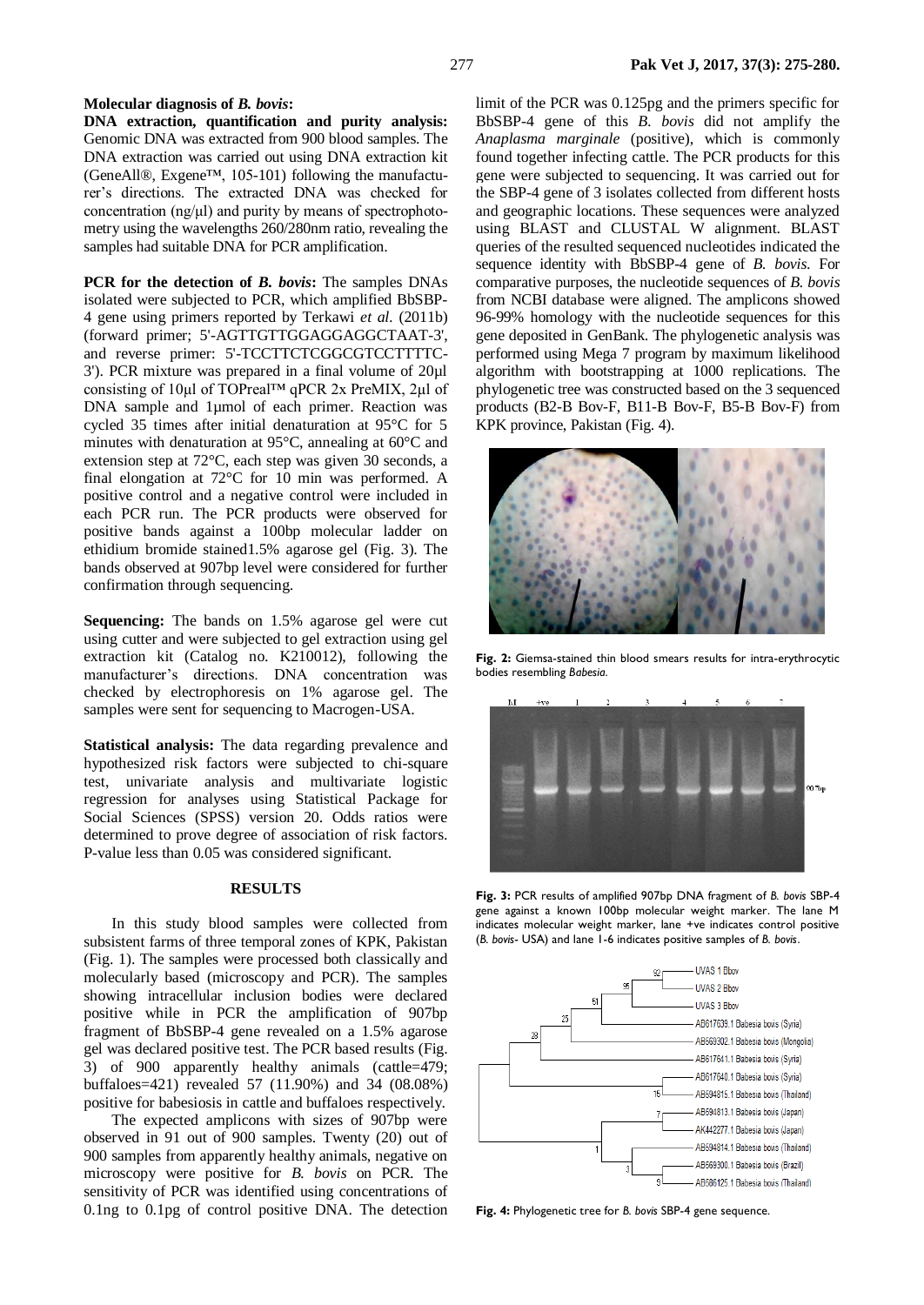**Molecular diagnosis of *B. bovis*:**

**DNA extraction, quantification and purity analysis:** Genomic DNA was extracted from 900 blood samples. The DNA extraction was carried out using DNA extraction kit (GeneAll®, Exgene™, 105-101) following the manufacturer's directions. The extracted DNA was checked for concentration (ng/µl) and purity by means of spectrophotometry using the wavelengths 260/280nm ratio, revealing the samples had suitable DNA for PCR amplification.

**PCR for the detection of *B. bovis*:** The samples DNAs isolated were subjected to PCR, which amplified BbSBP-4 gene using primers reported by Terkawi *et al.* (2011b) (forward primer; 5'-AGTTGTTGGAGGAGGCTAAT-3', and reverse primer: 5'-TCCTTCTCGGCGTCCTTTTC-3'). PCR mixture was prepared in a final volume of 20µl consisting of 10µl of TOPreal™ qPCR 2x PreMIX, 2µl of DNA sample and 1µmol of each primer. Reaction was cycled 35 times after initial denaturation at 95°C for 5 minutes with denaturation at 95°C, annealing at 60°C and extension step at 72°C, each step was given 30 seconds, a final elongation at 72°C for 10 min was performed. A positive control and a negative control were included in each PCR run. The PCR products were observed for positive bands against a 100bp molecular ladder on ethidium bromide stained1.5% agarose gel (Fig. 3). The bands observed at 907bp level were considered for further confirmation through sequencing.

**Sequencing:** The bands on 1.5% agarose gel were cut using cutter and were subjected to gel extraction using gel extraction kit (Catalog no. K210012), following the manufacturer's directions. DNA concentration was checked by electrophoresis on 1% agarose gel. The samples were sent for sequencing to Macrogen-USA.

**Statistical analysis:** The data regarding prevalence and hypothesized risk factors were subjected to chi-square test, univariate analysis and multivariate logistic regression for analyses using Statistical Package for Social Sciences (SPSS) version 20. Odds ratios were determined to prove degree of association of risk factors. P-value less than 0.05 was considered significant.

## RESULTS

In this study blood samples were collected from subsistent farms of three temporal zones of KPK, Pakistan (Fig. 1). The samples were processed both classically and molecularly based (microscopy and PCR). The samples showing intracellular inclusion bodies were declared positive while in PCR the amplification of 907bp fragment of BbSBP-4 gene revealed on a 1.5% agarose gel was declared positive test. The PCR based results (Fig. 3) of 900 apparently healthy animals (cattle=479; buffaloes=421) revealed 57 (11.90%) and 34 (08.08%) positive for babesiosis in cattle and buffaloes respectively.

The expected amplicons with sizes of 907bp were observed in 91 out of 900 samples. Twenty (20) out of 900 samples from apparently healthy animals, negative on microscopy were positive for *B. bovis* on PCR. The sensitivity of PCR was identified using concentrations of 0.1ng to 0.1pg of control positive DNA. The detection limit of the PCR was 0.125pg and the primers specific for BbSBP-4 gene of this *B. bovis* did not amplify the *Anaplasma marginale* (positive), which is commonly found together infecting cattle. The PCR products for this gene were subjected to sequencing. It was carried out for the SBP-4 gene of 3 isolates collected from different hosts and geographic locations. These sequences were analyzed using BLAST and CLUSTAL W alignment. BLAST queries of the resulted sequenced nucleotides indicated the sequence identity with BbSBP-4 gene of *B. bovis*. For comparative purposes, the nucleotide sequences of *B. bovis* from NCBI database were aligned. The amplicons showed 96-99% homology with the nucleotide sequences for this gene deposited in GenBank. The phylogenetic analysis was performed using Mega 7 program by maximum likelihood algorithm with bootstrapping at 1000 replications. The phylogenetic tree was constructed based on the 3 sequenced products (B2-B Bov-F, B11-B Bov-F, B5-B Bov-F) from KPK province, Pakistan (Fig. 4).

**Fig. 2:** Giemsa-stained thin blood smears results for intra-erythrocytic bodies resembling *Babesia*.

**Fig. 3:** PCR results of amplified 907bp DNA fragment of *B. bovis* SBP-4 gene against a known 100bp molecular weight marker. The lane M indicates molecular weight marker, lane +ve indicates control positive (*B. bovis*- USA) and lane 1-6 indicates positive samples of *B. bovis*.

**Fig. 4:** Phylogenetic tree for *B. bovis* SBP-4 gene sequence.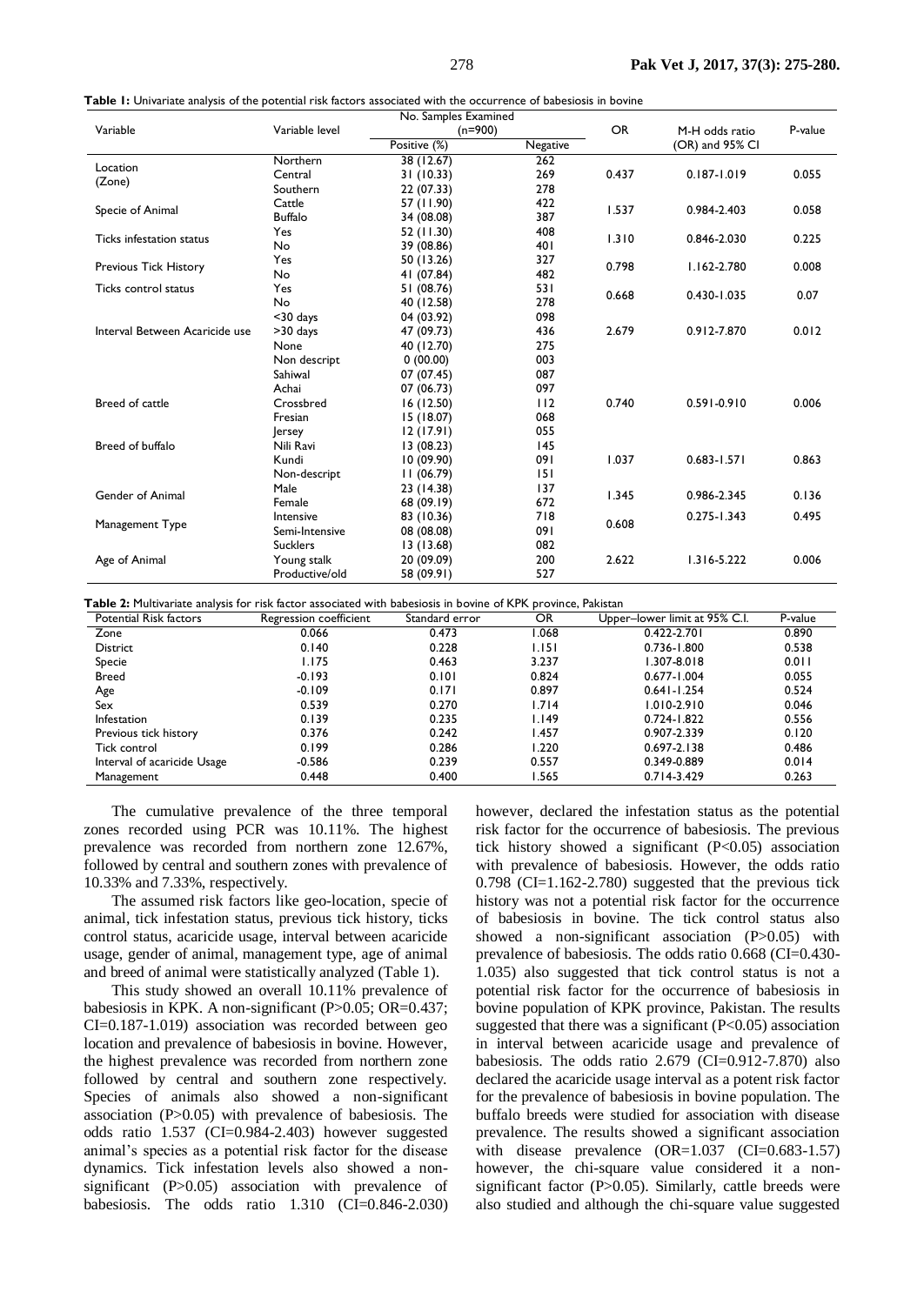**Table 1:** Univariate analysis of the potential risk factors associated with the occurrence of babesiosis in bovine

| Variable | Variable level | No. Samples Examined (n=900) | | OR | M-H odds ratio (OR) and 95% CI | P-value |
|---|---|---|---|---|---|---|
| | | Positive (%) | Negative | | | |
| Location (Zone) | Northern | 38 (12.67) | 262 | 0.437 | 0.187-1.019 | 0.055 |
| | Central | 31 (10.33) | 269 | | | |
| | Southern | 22 (07.33) | 278 | | | |
| Specie of Animal | Cattle | 57 (11.90) | 422 | 1.537 | 0.984-2.403 | 0.058 |
| | Buffalo | 34 (08.08) | 387 | | | |
| Ticks infestation status | Yes | 52 (11.30) | 408 | 1.310 | 0.846-2.030 | 0.225 |
| | No | 39 (08.86) | 401 | | | |
| Previous Tick History | Yes | 50 (13.26) | 327 | 0.798 | 1.162-2.780 | 0.008 |
| | No | 41 (07.84) | 482 | | | |
| Ticks control status | Yes | 51 (08.76) | 531 | 0.668 | 0.430-1.035 | 0.07 |
| | No | 40 (12.58) | 278 | | | |
| Interval Between Acaricide use | <30 days | 04 (03.92) | 098 | 2.679 | 0.912-7.870 | 0.012 |
| | >30 days | 47 (09.73) | 436 | | | |
| | None | 40 (12.70) | 275 | | | |
| Breed of cattle | Non descript | 0 (00.00) | 003 | 0.740 | 0.591-0.910 | 0.006 |
| | Sahiwal | 07 (07.45) | 087 | | | |
| | Achai | 07 (06.73) | 097 | | | |
| | Crossbred | 16 (12.50) | 112 | | | |
| | Fresian | 15 (18.07) | 068 | | | |
| | Jersey | 12 (17.91) | 055 | | | |
| Breed of buffalo | Nili Ravi | 13 (08.23) | 145 | 1.037 | 0.683-1.571 | 0.863 |
| | Kundi | 10 (09.90) | 091 | | | |
| | Non-descript | 11 (06.79) | 151 | | | |
| Gender of Animal | Male | 23 (14.38) | 137 | 1.345 | 0.986-2.345 | 0.136 |
| | Female | 68 (09.19) | 672 | | | |
| Management Type | Intensive | 83 (10.36) | 718 | 0.608 | 0.275-1.343 | 0.495 |
| | Semi-Intensive | 08 (08.08) | 091 | | | |
| Age of Animal | Sucklers | 13 (13.68) | 082 | 2.622 | 1.316-5.222 | 0.006 |
| | Young stalk | 20 (09.09) | 200 | | | |
| | Productive/old | 58 (09.91) | 527 | | | |

**Table 2:** Multivariate analysis for risk factor associated with babesiosis in bovine of KPK province, Pakistan

| Potential Risk factors | Regression coefficient | Standard error | OR | Upper–lower limit at 95% C.I. | P-value |
|---|---|---|---|---|---|
| Zone | 0.066 | 0.473 | 1.068 | 0.422-2.701 | 0.890 |
| District | 0.140 | 0.228 | 1.151 | 0.736-1.800 | 0.538 |
| Specie | 1.175 | 0.463 | 3.237 | 1.307-8.018 | 0.011 |
| Breed | -0.193 | 0.101 | 0.824 | 0.677-1.004 | 0.055 |
| Age | -0.109 | 0.171 | 0.897 | 0.641-1.254 | 0.524 |
| Sex | 0.539 | 0.270 | 1.714 | 1.010-2.910 | 0.046 |
| Infestation | 0.139 | 0.235 | 1.149 | 0.724-1.822 | 0.556 |
| Previous tick history | 0.376 | 0.242 | 1.457 | 0.907-2.339 | 0.120 |
| Tick control | 0.199 | 0.286 | 1.220 | 0.697-2.138 | 0.486 |
| Interval of acaricide Usage | -0.586 | 0.239 | 0.557 | 0.349-0.889 | 0.014 |
| Management | 0.448 | 0.400 | 1.565 | 0.714-3.429 | 0.263 |

The cumulative prevalence of the three temporal zones recorded using PCR was 10.11%. The highest prevalence was recorded from northern zone 12.67%, followed by central and southern zones with prevalence of 10.33% and 7.33%, respectively.

The assumed risk factors like geo-location, specie of animal, tick infestation status, previous tick history, ticks control status, acaricide usage, interval between acaricide usage, gender of animal, management type, age of animal and breed of animal were statistically analyzed (Table 1).

This study showed an overall 10.11% prevalence of babesiosis in KPK. A non-significant (P>0.05; OR=0.437; CI=0.187-1.019) association was recorded between geo location and prevalence of babesiosis in bovine. However, the highest prevalence was recorded from northern zone followed by central and southern zone respectively. Species of animals also showed a non-significant association (P>0.05) with prevalence of babesiosis. The odds ratio 1.537 (CI=0.984-2.403) however suggested animal's species as a potential risk factor for the disease dynamics. Tick infestation levels also showed a non-significant (P>0.05) association with prevalence of babesiosis. The odds ratio 1.310 (CI=0.846-2.030) however, declared the infestation status as the potential risk factor for the occurrence of babesiosis. The previous tick history showed a significant (P<0.05) association with prevalence of babesiosis. However, the odds ratio 0.798 (CI=1.162-2.780) suggested that the previous tick history was not a potential risk factor for the occurrence of babesiosis in bovine. The tick control status also showed a non-significant association (P>0.05) with prevalence of babesiosis. The odds ratio 0.668 (CI=0.430-1.035) also suggested that tick control status is not a potential risk factor for the occurrence of babesiosis in bovine population of KPK province, Pakistan. The results suggested that there was a significant (P<0.05) association in interval between acaricide usage and prevalence of babesiosis. The odds ratio 2.679 (CI=0.912-7.870) also declared the acaricide usage interval as a potent risk factor for the prevalence of babesiosis in bovine population. The buffalo breeds were studied for association with disease prevalence. The results showed a significant association with disease prevalence (OR=1.037 (CI=0.683-1.57) however, the chi-square value considered it a non-significant factor (P>0.05). Similarly, cattle breeds were also studied and although the chi-square value suggested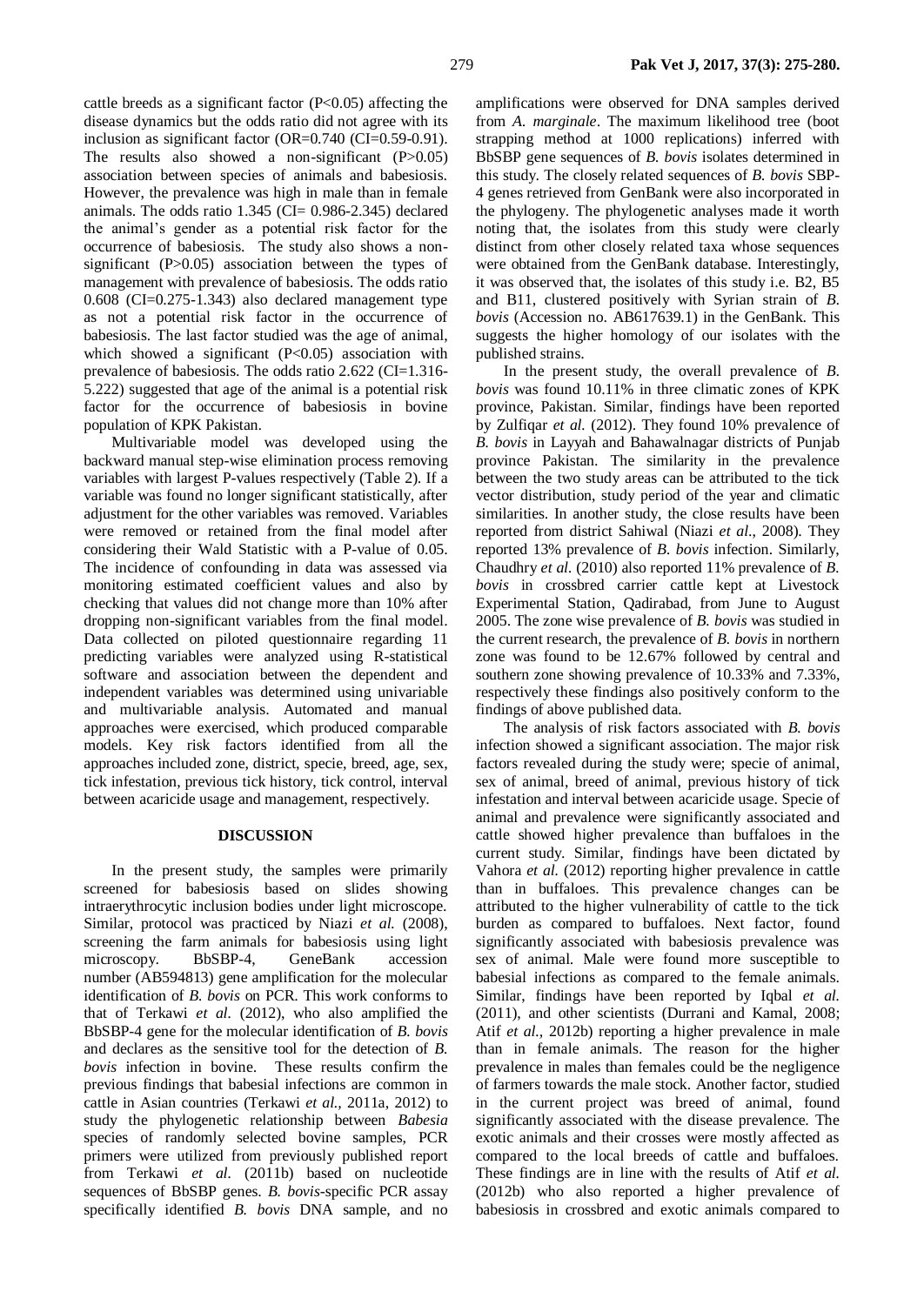cattle breeds as a significant factor ($P<0.05$) affecting the disease dynamics but the odds ratio did not agree with its inclusion as significant factor (OR=0.740 (CI=0.59-0.91). The results also showed a non-significant ($P>0.05$) association between species of animals and babesiosis. However, the prevalence was high in male than in female animals. The odds ratio 1.345 (CI= 0.986-2.345) declared the animal's gender as a potential risk factor for the occurrence of babesiosis. The study also shows a non-significant ($P>0.05$) association between the types of management with prevalence of babesiosis. The odds ratio 0.608 (CI=0.275-1.343) also declared management type as not a potential risk factor in the occurrence of babesiosis. The last factor studied was the age of animal, which showed a significant ($P<0.05$) association with prevalence of babesiosis. The odds ratio 2.622 (CI=1.316-5.222) suggested that age of the animal is a potential risk factor for the occurrence of babesiosis in bovine population of KPK Pakistan.

Multivariable model was developed using the backward manual step-wise elimination process removing variables with largest P-values respectively (Table 2). If a variable was found no longer significant statistically, after adjustment for the other variables was removed. Variables were removed or retained from the final model after considering their Wald Statistic with a P-value of 0.05. The incidence of confounding in data was assessed via monitoring estimated coefficient values and also by checking that values did not change more than 10% after dropping non-significant variables from the final model. Data collected on piloted questionnaire regarding 11 predicting variables were analyzed using R-statistical software and association between the dependent and independent variables was determined using univariable and multivariable analysis. Automated and manual approaches were exercised, which produced comparable models. Key risk factors identified from all the approaches included zone, district, specie, breed, age, sex, tick infestation, previous tick history, tick control, interval between acaricide usage and management, respectively.

## DISCUSSION

In the present study, the samples were primarily screened for babesiosis based on slides showing intraerythrocytic inclusion bodies under light microscope. Similar, protocol was practiced by Niazi *et al.* (2008), screening the farm animals for babesiosis using light microscopy. BbSBP-4, GeneBank accession number (AB594813) gene amplification for the molecular identification of *B. bovis* on PCR. This work conforms to that of Terkawi *et al.* (2012), who also amplified the BbSBP-4 gene for the molecular identification of *B. bovis* and declares as the sensitive tool for the detection of *B. bovis* infection in bovine. These results confirm the previous findings that babesial infections are common in cattle in Asian countries (Terkawi *et al.*, 2011a, 2012) to study the phylogenetic relationship between *Babesia* species of randomly selected bovine samples, PCR primers were utilized from previously published report from Terkawi *et al.* (2011b) based on nucleotide sequences of BbSBP genes. *B. bovis*-specific PCR assay specifically identified *B. bovis* DNA sample, and no amplifications were observed for DNA samples derived from *A. marginale*. The maximum likelihood tree (boot strapping method at 1000 replications) inferred with BbSBP gene sequences of *B. bovis* isolates determined in this study. The closely related sequences of *B. bovis* SBP-4 genes retrieved from GenBank were also incorporated in the phylogeny. The phylogenetic analyses made it worth noting that, the isolates from this study were clearly distinct from other closely related taxa whose sequences were obtained from the GenBank database. Interestingly, it was observed that, the isolates of this study i.e. B2, B5 and B11, clustered positively with Syrian strain of *B. bovis* (Accession no. AB617639.1) in the GenBank. This suggests the higher homology of our isolates with the published strains.

In the present study, the overall prevalence of *B. bovis* was found 10.11% in three climatic zones of KPK province, Pakistan. Similar, findings have been reported by Zulfiqar *et al.* (2012). They found 10% prevalence of *B. bovis* in Layyah and Bahawalnagar districts of Punjab province Pakistan. The similarity in the prevalence between the two study areas can be attributed to the tick vector distribution, study period of the year and climatic similarities. In another study, the close results have been reported from district Sahiwal (Niazi *et al.*, 2008). They reported 13% prevalence of *B. bovis* infection. Similarly, Chaudhry *et al.* (2010) also reported 11% prevalence of *B. bovis* in crossbred carrier cattle kept at Livestock Experimental Station, Qadirabad, from June to August 2005. The zone wise prevalence of *B. bovis* was studied in the current research, the prevalence of *B. bovis* in northern zone was found to be 12.67% followed by central and southern zone showing prevalence of 10.33% and 7.33%, respectively these findings also positively conform to the findings of above published data.

The analysis of risk factors associated with *B. bovis* infection showed a significant association. The major risk factors revealed during the study were; specie of animal, sex of animal, breed of animal, previous history of tick infestation and interval between acaricide usage. Specie of animal and prevalence were significantly associated and cattle showed higher prevalence than buffaloes in the current study. Similar, findings have been dictated by Vahora *et al.* (2012) reporting higher prevalence in cattle than in buffaloes. This prevalence changes can be attributed to the higher vulnerability of cattle to the tick burden as compared to buffaloes. Next factor, found significantly associated with babesiosis prevalence was sex of animal. Male were found more susceptible to babesial infections as compared to the female animals. Similar, findings have been reported by Iqbal *et al.* (2011), and other scientists (Durrani and Kamal, 2008; Atif *et al.*, 2012b) reporting a higher prevalence in male than in female animals. The reason for the higher prevalence in males than females could be the negligence of farmers towards the male stock. Another factor, studied in the current project was breed of animal, found significantly associated with the disease prevalence. The exotic animals and their crosses were mostly affected as compared to the local breeds of cattle and buffaloes. These findings are in line with the results of Atif *et al.* (2012b) who also reported a higher prevalence of babesiosis in crossbred and exotic animals compared to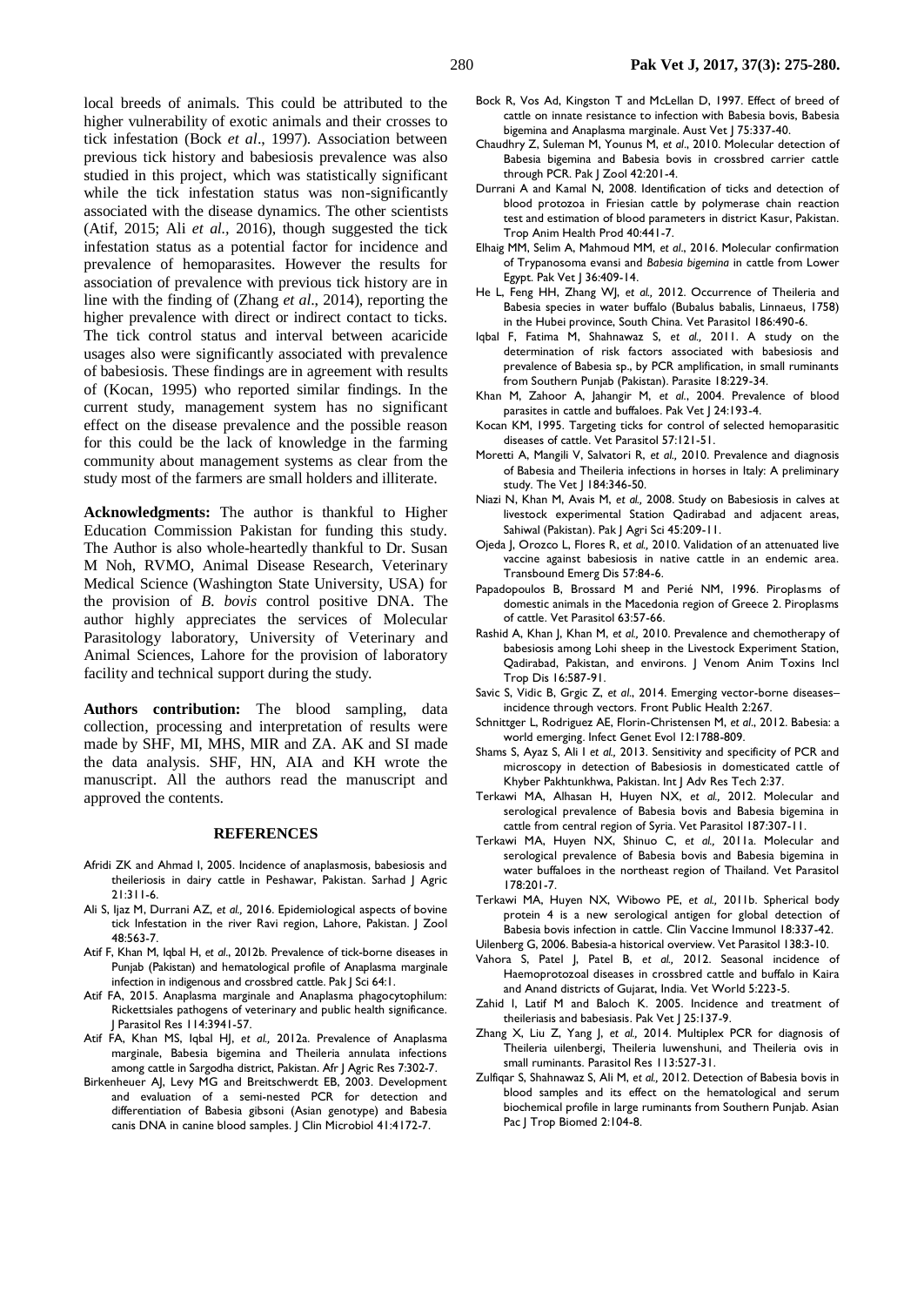local breeds of animals. This could be attributed to the higher vulnerability of exotic animals and their crosses to tick infestation (Bock *et al*., 1997). Association between previous tick history and babesiosis prevalence was also studied in this project, which was statistically significant while the tick infestation status was non-significantly associated with the disease dynamics. The other scientists (Atif, 2015; Ali *et al.*, 2016), though suggested the tick infestation status as a potential factor for incidence and prevalence of hemoparasites. However the results for association of prevalence with previous tick history are in line with the finding of (Zhang *et al*., 2014), reporting the higher prevalence with direct or indirect contact to ticks. The tick control status and interval between acaricide usages also were significantly associated with prevalence of babesiosis. These findings are in agreement with results of (Kocan, 1995) who reported similar findings. In the current study, management system has no significant effect on the disease prevalence and the possible reason for this could be the lack of knowledge in the farming community about management systems as clear from the study most of the farmers are small holders and illiterate.

**Acknowledgments:** The author is thankful to Higher Education Commission Pakistan for funding this study. The Author is also whole-heartedly thankful to Dr. Susan M Noh, RVMO, Animal Disease Research, Veterinary Medical Science (Washington State University, USA) for the provision of *B. bovis* control positive DNA. The author highly appreciates the services of Molecular Parasitology laboratory, University of Veterinary and Animal Sciences, Lahore for the provision of laboratory facility and technical support during the study.

**Authors contribution:** The blood sampling, data collection, processing and interpretation of results were made by SHF, MI, MHS, MIR and ZA. AK and SI made the data analysis. SHF, HN, AIA and KH wrote the manuscript. All the authors read the manuscript and approved the contents.

## REFERENCES

Afridi ZK and Ahmad I, 2005. Incidence of anaplasmosis, babesiosis and theileriosis in dairy cattle in Peshawar, Pakistan. Sarhad J Agric 21:311-6.

Ali S, Ijaz M, Durrani AZ, *et al.,* 2016. Epidemiological aspects of bovine tick Infestation in the river Ravi region, Lahore, Pakistan. J Zool 48:563-7.

Atif F, Khan M, Iqbal H, *et al*., 2012b. Prevalence of tick-borne diseases in Punjab (Pakistan) and hematological profile of Anaplasma marginale infection in indigenous and crossbred cattle. Pak J Sci 64:1.

Atif FA, 2015. Anaplasma marginale and Anaplasma phagocytophilum: Rickettsiales pathogens of veterinary and public health significance. J Parasitol Res 114:3941-57.

Atif FA, Khan MS, Iqbal HJ, *et al.,* 2012a. Prevalence of Anaplasma marginale, Babesia bigemina and Theileria annulata infections among cattle in Sargodha district, Pakistan. Afr J Agric Res 7:302-7.

Birkenheuer AJ, Levy MG and Breitschwerdt EB, 2003. Development and evaluation of a semi-nested PCR for detection and differentiation of Babesia gibsoni (Asian genotype) and Babesia canis DNA in canine blood samples. J Clin Microbiol 41:4172-7.

Bock R, Vos Ad, Kingston T and McLellan D, 1997. Effect of breed of cattle on innate resistance to infection with Babesia bovis, Babesia bigemina and Anaplasma marginale. Aust Vet J 75:337-40.

Chaudhry Z, Suleman M, Younus M, *et al*., 2010. Molecular detection of Babesia bigemina and Babesia bovis in crossbred carrier cattle through PCR. Pak J Zool 42:201-4.

Durrani A and Kamal N, 2008. Identification of ticks and detection of blood protozoa in Friesian cattle by polymerase chain reaction test and estimation of blood parameters in district Kasur, Pakistan. Trop Anim Health Prod 40:441-7.

Elhaig MM, Selim A, Mahmoud MM, *et al*., 2016. Molecular confirmation of Trypanosoma evansi and *Babesia bigemina* in cattle from Lower Egypt. Pak Vet J 36:409-14.

He L, Feng HH, Zhang WJ, *et al.,* 2012. Occurrence of Theileria and Babesia species in water buffalo (Bubalus babalis, Linnaeus, 1758) in the Hubei province, South China. Vet Parasitol 186:490-6.

Iqbal F, Fatima M, Shahnawaz S, *et al.,* 2011. A study on the determination of risk factors associated with babesiosis and prevalence of Babesia sp., by PCR amplification, in small ruminants from Southern Punjab (Pakistan). Parasite 18:229-34.

Khan M, Zahoor A, Jahangir M, *et al.*, 2004. Prevalence of blood parasites in cattle and buffaloes. Pak Vet J 24:193-4.

Kocan KM, 1995. Targeting ticks for control of selected hemoparasitic diseases of cattle. Vet Parasitol 57:121-51.

Moretti A, Mangili V, Salvatori R, *et al.,* 2010. Prevalence and diagnosis of Babesia and Theileria infections in horses in Italy: A preliminary study. The Vet J 184:346-50.

Niazi N, Khan M, Avais M, *et al.,* 2008. Study on Babesiosis in calves at livestock experimental Station Qadirabad and adjacent areas, Sahiwal (Pakistan). Pak J Agri Sci 45:209-11.

Ojeda J, Orozco L, Flores R, *et al.,* 2010. Validation of an attenuated live vaccine against babesiosis in native cattle in an endemic area. Transbound Emerg Dis 57:84-6.

Papadopoulos B, Brossard M and Perié NM, 1996. Piroplasms of domestic animals in the Macedonia region of Greece 2. Piroplasms of cattle. Vet Parasitol 63:57-66.

Rashid A, Khan J, Khan M, *et al.,* 2010. Prevalence and chemotherapy of babesiosis among Lohi sheep in the Livestock Experiment Station, Qadirabad, Pakistan, and environs. J Venom Anim Toxins Incl Trop Dis 16:587-91.

Savic S, Vidic B, Grgic Z, *et al*., 2014. Emerging vector-borne diseases–incidence through vectors. Front Public Health 2:267.

Schnittger L, Rodriguez AE, Florin-Christensen M, *et al*., 2012. Babesia: a world emerging. Infect Genet Evol 12:1788-809.

Shams S, Ayaz S, Ali I *et al.,* 2013. Sensitivity and specificity of PCR and microscopy in detection of Babesiosis in domesticated cattle of Khyber Pakhtunkhwa, Pakistan. Int J Adv Res Tech 2:37.

Terkawi MA, Alhasan H, Huyen NX, *et al.,* 2012. Molecular and serological prevalence of Babesia bovis and Babesia bigemina in cattle from central region of Syria. Vet Parasitol 187:307-11.

Terkawi MA, Huyen NX, Shinuo C, *et al.,* 2011a. Molecular and serological prevalence of Babesia bovis and Babesia bigemina in water buffaloes in the northeast region of Thailand. Vet Parasitol 178:201-7.

Terkawi MA, Huyen NX, Wibowo PE, *et al.,* 2011b. Spherical body protein 4 is a new serological antigen for global detection of Babesia bovis infection in cattle. Clin Vaccine Immunol 18:337-42.

Uilenberg G, 2006. Babesia-a historical overview. Vet Parasitol 138:3-10.

Vahora S, Patel J, Patel B, *et al.,* 2012. Seasonal incidence of Haemoprotozoal diseases in crossbred cattle and buffalo in Kaira and Anand districts of Gujarat, India. Vet World 5:223-5.

Zahid I, Latif M and Baloch K. 2005. Incidence and treatment of theileriasis and babesiasis. Pak Vet J 25:137-9.

Zhang X, Liu Z, Yang J, *et al.,* 2014. Multiplex PCR for diagnosis of Theileria uilenbergi, Theileria luwenshuni, and Theileria ovis in small ruminants. Parasitol Res 113:527-31.

Zulfiqar S, Shahnawaz S, Ali M, *et al.,* 2012. Detection of Babesia bovis in blood samples and its effect on the hematological and serum biochemical profile in large ruminants from Southern Punjab. Asian Pac J Trop Biomed 2:104-8.